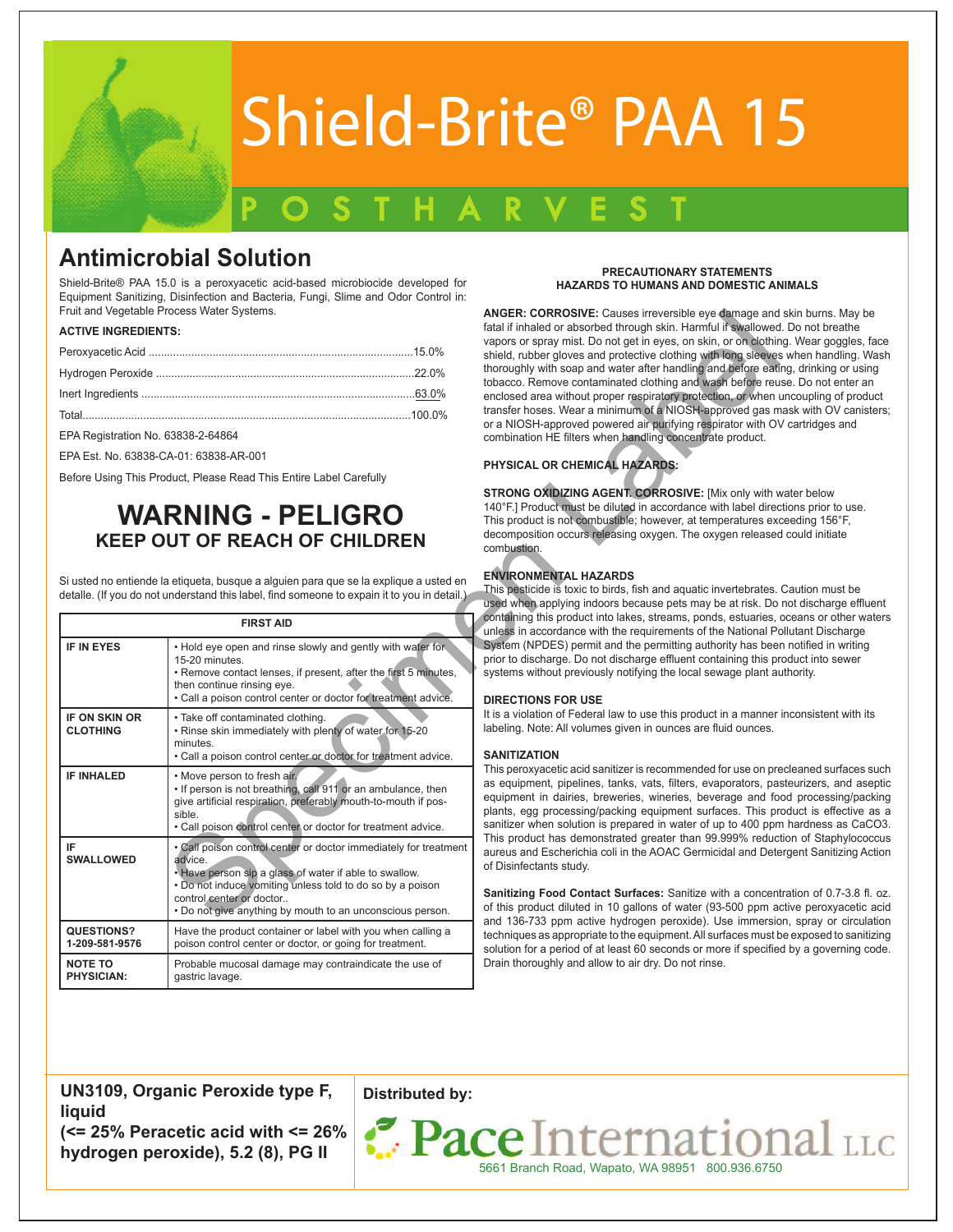# Shield-Brite® PAA 15

## POSTHARVEST

## Antimicrobial Solution

Shield-Brite® PAA 15.0 is a peroxyacetic acid-based microbiocide developed for Equipment Sanitizing, Disinfection and Bacteria, Fungi, Slime and Odor Control in: Fruit and Vegetable Process Water Systems.

**ACTIVE INGREDIENTS:**

Peroxyacetic Acid ......................................................................................15.0%

Hydrogen Peroxide ....................................................................................22.0%

Inert Ingredients .........................................................................................63.0%

Total............................................................................................................100.0%

EPA Registration No. 63838-2-64864

EPA Est. No. 63838-CA-01: 63838-AR-001

Before Using This Product, Please Read This Entire Label Carefully

## WARNING - PELIGRO

### KEEP OUT OF REACH OF CHILDREN

Si usted no entiende la etiqueta, busque a alguien para que se la explique a usted en detalle. (If you do not understand this label, find someone to expain it to you in detail.)

| FIRST AID | |
|---|---|
| **IF IN EYES** | • Hold eye open and rinse slowly and gently with water for 15-20 minutes.<br>• Remove contact lenses, if present, after the first 5 minutes, then continue rinsing eye.<br>• Call a poison control center or doctor for treatment advice. |
| **IF ON SKIN OR CLOTHING** | • Take off contaminated clothing.<br>• Rinse skin immediately with plenty of water for 15-20 minutes.<br>• Call a poison control center or doctor for treatment advice. |
| **IF INHALED** | • Move person to fresh air.<br>• If person is not breathing, call 911 or an ambulance, then give artificial respiration, preferably mouth-to-mouth if possible.<br>• Call poison control center or doctor for treatment advice. |
| **IF SWALLOWED** | • Call poison control center or doctor immediately for treatment advice.<br>• Have person sip a glass of water if able to swallow.<br>• Do not induce vomiting unless told to do so by a poison control center or doctor..<br>• Do not give anything by mouth to an unconscious person. |
| **QUESTIONS? 1-209-581-9576** | Have the product container or label with you when calling a poison control center or doctor, or going for treatment. |
| **NOTE TO PHYSICIAN:** | Probable mucosal damage may contraindicate the use of gastric lavage. |

### PRECAUTIONARY STATEMENTS
### HAZARDS TO HUMANS AND DOMESTIC ANIMALS

**ANGER: CORROSIVE:** Causes irreversible eye damage and skin burns. May be fatal if inhaled or absorbed through skin. Harmful if swallowed. Do not breathe vapors or spray mist. Do not get in eyes, on skin, or on clothing. Wear goggles, face shield, rubber gloves and protective clothing with long sleeves when handling. Wash thoroughly with soap and water after handling and before eating, drinking or using tobacco. Remove contaminated clothing and wash before reuse. Do not enter an enclosed area without proper respiratory protection, or when uncoupling of product transfer hoses. Wear a minimum of a NIOSH-approved gas mask with OV canisters; or a NIOSH-approved powered air purifying respirator with OV cartridges and combination HE filters when handling concentrate product.

**PHYSICAL OR CHEMICAL HAZARDS:**

**STRONG OXIDIZING AGENT. CORROSIVE:** [Mix only with water below 140°F.] Product must be diluted in accordance with label directions prior to use. This product is not combustible; however, at temperatures exceeding 156°F, decomposition occurs releasing oxygen. The oxygen released could initiate combustion.

**ENVIRONMENTAL HAZARDS**

This pesticide is toxic to birds, fish and aquatic invertebrates. Caution must be used when applying indoors because pets may be at risk. Do not discharge effluent containing this product into lakes, streams, ponds, estuaries, oceans or other waters unless in accordance with the requirements of the National Pollutant Discharge System (NPDES) permit and the permitting authority has been notified in writing prior to discharge. Do not discharge effluent containing this product into sewer systems without previously notifying the local sewage plant authority.

**DIRECTIONS FOR USE**

It is a violation of Federal law to use this product in a manner inconsistent with its labeling. Note: All volumes given in ounces are fluid ounces.

**SANITIZATION**

This peroxyacetic acid sanitizer is recommended for use on precleaned surfaces such as equipment, pipelines, tanks, vats, filters, evaporators, pasteurizers, and aseptic equipment in dairies, breweries, wineries, beverage and food processing/packing plants, egg processing/packing equipment surfaces. This product is effective as a sanitizer when solution is prepared in water of up to 400 ppm hardness as $CaCO_3$. This product has demonstrated greater than 99.999% reduction of Staphylococcus aureus and Escherichia coli in the AOAC Germicidal and Detergent Sanitizing Action of Disinfectants study.

**Sanitizing Food Contact Surfaces:** Sanitize with a concentration of 0.7-3.8 fl. oz. of this product diluted in 10 gallons of water (93-500 ppm active peroxyacetic acid and 136-733 ppm active hydrogen peroxide). Use immersion, spray or circulation techniques as appropriate to the equipment. All surfaces must be exposed to sanitizing solution for a period of at least 60 seconds or more if specified by a governing code. Drain thoroughly and allow to air dry. Do not rinse.

**UN3109, Organic Peroxide type F, liquid (<= 25% Peracetic acid with <= 26% hydrogen peroxide), 5.2 (8), PG II**

**Distributed by:**

Pace International LLC
5661 Branch Road, Wapato, WA 98951 800.936.6750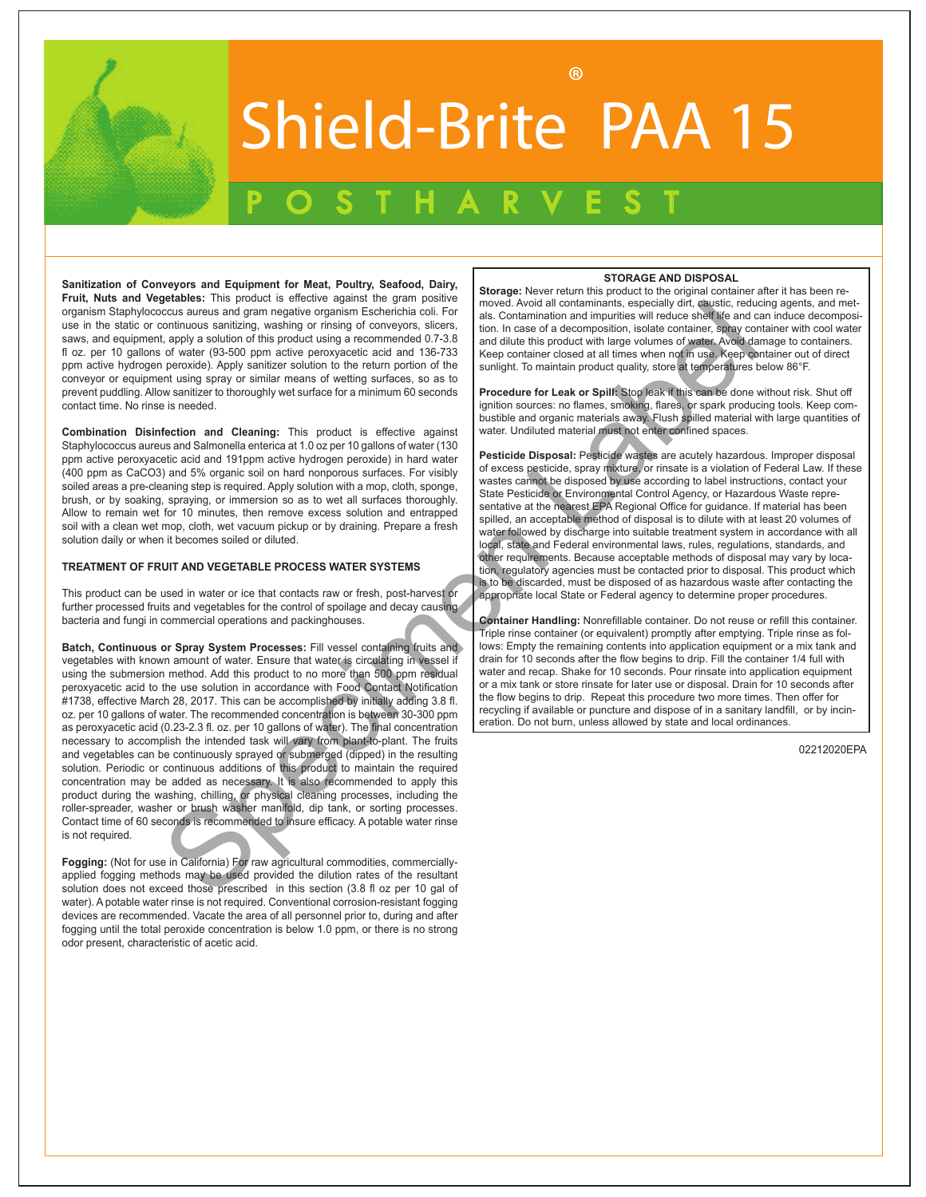# Shield-Brite® PAA 15

## POSTHARVEST

**Sanitization of Conveyors and Equipment for Meat, Poultry, Seafood, Dairy, Fruit, Nuts and Vegetables:** This product is effective against the gram positive organism Staphylococcus aureus and gram negative organism Escherichia coli. For use in the static or continuous sanitizing, washing or rinsing of conveyors, slicers, saws, and equipment, apply a solution of this product using a recommended 0.7-3.8 fl oz. per 10 gallons of water (93-500 ppm active peroxyacetic acid and 136-733 ppm active hydrogen peroxide). Apply sanitizer solution to the return portion of the conveyor or equipment using spray or similar means of wetting surfaces, so as to prevent puddling. Allow sanitizer to thoroughly wet surface for a minimum 60 seconds contact time. No rinse is needed.

**Combination Disinfection and Cleaning:** This product is effective against Staphylococcus aureus and Salmonella enterica at 1.0 oz per 10 gallons of water (130 ppm active peroxyacetic acid and 191ppm active hydrogen peroxide) in hard water (400 ppm as CaCO3) and 5% organic soil on hard nonporous surfaces. For visibly soiled areas a pre-cleaning step is required. Apply solution with a mop, cloth, sponge, brush, or by soaking, spraying, or immersion so as to wet all surfaces thoroughly. Allow to remain wet for 10 minutes, then remove excess solution and entrapped soil with a clean wet mop, cloth, wet vacuum pickup or by draining. Prepare a fresh solution daily or when it becomes soiled or diluted.

### TREATMENT OF FRUIT AND VEGETABLE PROCESS WATER SYSTEMS

This product can be used in water or ice that contacts raw or fresh, post-harvest or further processed fruits and vegetables for the control of spoilage and decay causing bacteria and fungi in commercial operations and packinghouses.

**Batch, Continuous or Spray System Processes:** Fill vessel containing fruits and vegetables with known amount of water. Ensure that water is circulating in vessel if using the submersion method. Add this product to no more than 500 ppm residual peroxyacetic acid to the use solution in accordance with Food Contact Notification #1738, effective March 28, 2017. This can be accomplished by initially adding 3.8 fl. oz. per 10 gallons of water. The recommended concentration is between 30-300 ppm as peroxyacetic acid (0.23-2.3 fl. oz. per 10 gallons of water). The final concentration necessary to accomplish the intended task will vary from plant-to-plant. The fruits and vegetables can be continuously sprayed or submerged (dipped) in the resulting solution. Periodic or continuous additions of this product to maintain the required concentration may be added as necessary. It is also recommended to apply this product during the washing, chilling, or physical cleaning processes, including the roller-spreader, washer or brush washer manifold, dip tank, or sorting processes. Contact time of 60 seconds is recommended to insure efficacy. A potable water rinse is not required.

**Fogging:** (Not for use in California) For raw agricultural commodities, commercially-applied fogging methods may be used provided the dilution rates of the resultant solution does not exceed those prescribed in this section (3.8 fl oz per 10 gal of water). A potable water rinse is not required. Conventional corrosion-resistant fogging devices are recommended. Vacate the area of all personnel prior to, during and after fogging until the total peroxide concentration is below 1.0 ppm, or there is no strong odor present, characteristic of acetic acid.

### STORAGE AND DISPOSAL

**Storage:** Never return this product to the original container after it has been removed. Avoid all contaminants, especially dirt, caustic, reducing agents, and metals. Contamination and impurities will reduce shelf life and can induce decomposition. In case of a decomposition, isolate container, spray container with cool water and dilute this product with large volumes of water. Avoid damage to containers. Keep container closed at all times when not in use. Keep container out of direct sunlight. To maintain product quality, store at temperatures below 86°F.

**Procedure for Leak or Spill:** Stop leak if this can be done without risk. Shut off ignition sources: no flames, smoking, flares, or spark producing tools. Keep combustible and organic materials away. Flush spilled material with large quantities of water. Undiluted material must not enter confined spaces.

**Pesticide Disposal:** Pesticide wastes are acutely hazardous. Improper disposal of excess pesticide, spray mixture, or rinsate is a violation of Federal Law. If these wastes cannot be disposed by use according to label instructions, contact your State Pesticide or Environmental Control Agency, or Hazardous Waste representative at the nearest EPA Regional Office for guidance. If material has been spilled, an acceptable method of disposal is to dilute with at least 20 volumes of water followed by discharge into suitable treatment system in accordance with all local, state and Federal environmental laws, rules, regulations, standards, and other requirements. Because acceptable methods of disposal may vary by location, regulatory agencies must be contacted prior to disposal. This product which is to be discarded, must be disposed of as hazardous waste after contacting the appropriate local State or Federal agency to determine proper procedures.

**Container Handling:** Nonrefillable container. Do not reuse or refill this container. Triple rinse container (or equivalent) promptly after emptying. Triple rinse as follows: Empty the remaining contents into application equipment or a mix tank and drain for 10 seconds after the flow begins to drip. Fill the container 1/4 full with water and recap. Shake for 10 seconds. Pour rinsate into application equipment or a mix tank or store rinsate for later use or disposal. Drain for 10 seconds after the flow begins to drip. Repeat this procedure two more times. Then offer for recycling if available or puncture and dispose of in a sanitary landfill, or by incineration. Do not burn, unless allowed by state and local ordinances.

02212020EPA